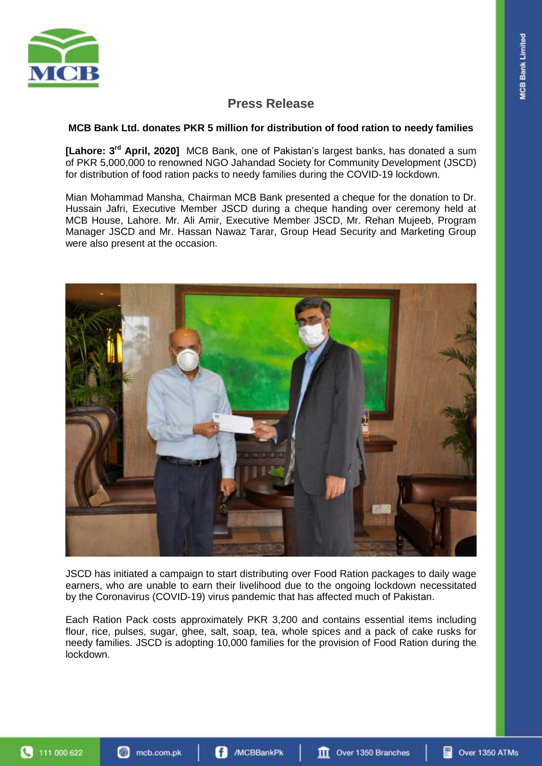# Press Release

**MCB Bank Ltd. donates PKR 5 million for distribution of food ration to needy families**

**[Lahore: 3rd April, 2020]** MCB Bank, one of Pakistan's largest banks, has donated a sum of PKR 5,000,000 to renowned NGO Jahandad Society for Community Development (JSCD) for distribution of food ration packs to needy families during the COVID-19 lockdown.

Mian Mohammad Mansha, Chairman MCB Bank presented a cheque for the donation to Dr. Hussain Jafri, Executive Member JSCD during a cheque handing over ceremony held at MCB House, Lahore. Mr. Ali Amir, Executive Member JSCD, Mr. Rehan Mujeeb, Program Manager JSCD and Mr. Hassan Nawaz Tarar, Group Head Security and Marketing Group were also present at the occasion.

JSCD has initiated a campaign to start distributing over Food Ration packages to daily wage earners, who are unable to earn their livelihood due to the ongoing lockdown necessitated by the Coronavirus (COVID-19) virus pandemic that has affected much of Pakistan.

Each Ration Pack costs approximately PKR 3,200 and contains essential items including flour, rice, pulses, sugar, ghee, salt, soap, tea, whole spices and a pack of cake rusks for needy families. JSCD is adopting 10,000 families for the provision of Food Ration during the lockdown.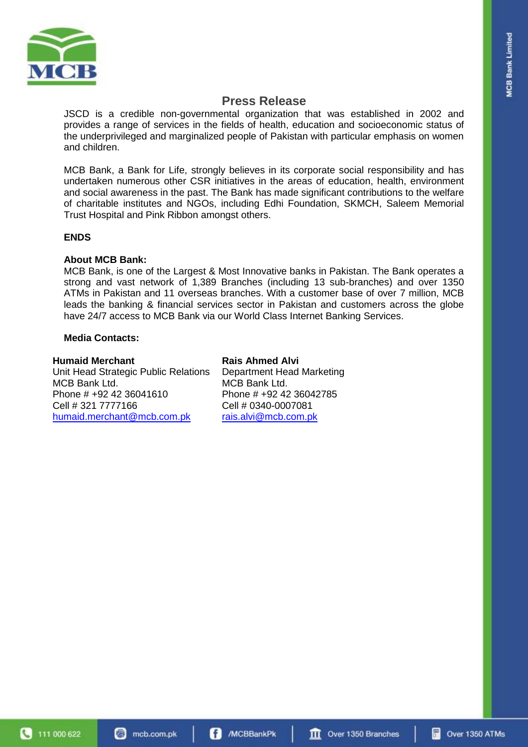## Press Release

JSCD is a credible non-governmental organization that was established in 2002 and provides a range of services in the fields of health, education and socioeconomic status of the underprivileged and marginalized people of Pakistan with particular emphasis on women and children.

MCB Bank, a Bank for Life, strongly believes in its corporate social responsibility and has undertaken numerous other CSR initiatives in the areas of education, health, environment and social awareness in the past. The Bank has made significant contributions to the welfare of charitable institutes and NGOs, including Edhi Foundation, SKMCH, Saleem Memorial Trust Hospital and Pink Ribbon amongst others.

**ENDS**

**About MCB Bank:**
MCB Bank, is one of the Largest & Most Innovative banks in Pakistan. The Bank operates a strong and vast network of 1,389 Branches (including 13 sub-branches) and over 1350 ATMs in Pakistan and 11 overseas branches. With a customer base of over 7 million, MCB leads the banking & financial services sector in Pakistan and customers across the globe have 24/7 access to MCB Bank via our World Class Internet Banking Services.

**Media Contacts:**

**Humaid Merchant**
Unit Head Strategic Public Relations
MCB Bank Ltd.
Phone # +92 42 36041610
Cell # 321 7777166
humaid.merchant@mcb.com.pk

**Rais Ahmed Alvi**
Department Head Marketing
MCB Bank Ltd.
Phone # +92 42 36042785
Cell # 0340-0007081
rais.alvi@mcb.com.pk